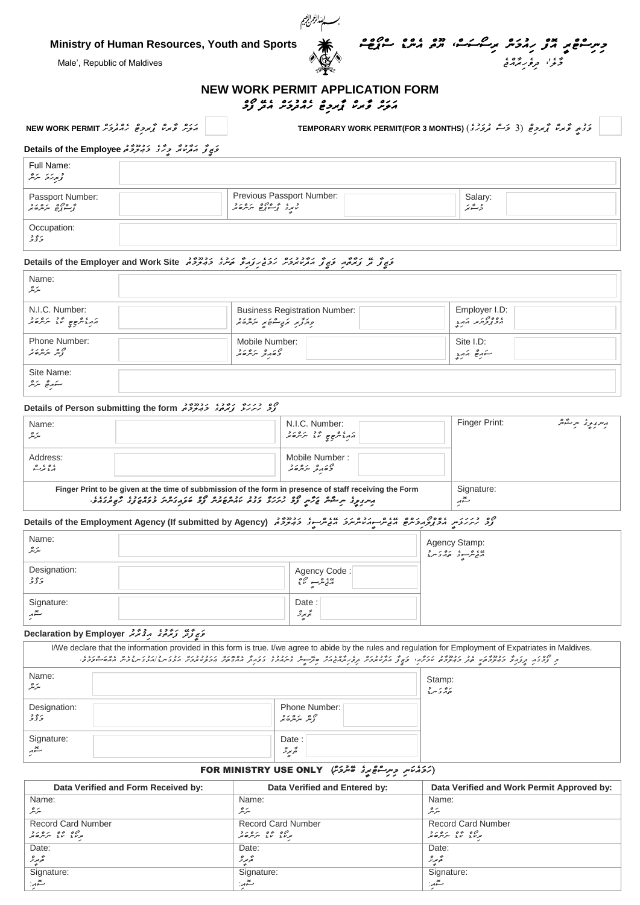بسم الله الرحمن الرحيم

**Ministry of Human Resources, Youth and Sports**
Male', Republic of Maldives

މިނިސްޓްރީ އޮފް ހިއުމަން ރިސޯސަސް، ޔޫތު އެންޑް ސްޕޯޓްސް
މާލެ، ދިވެހިރާއްޖެ

# NEW WORK PERMIT APPLICATION FORM

 އަލަށް ވޯރކް ޕާރމިޓް ހެއްދުމަށް އެދޭ ފޯމު

☐ NEW WORK PERMIT އަލަށް ވޯރކް ޕާރމިޓް ހެއްދުމަށް ☐ TEMPORARY WORK PERMIT(FOR 3 MONTHS) (ވަގުތީ ވޯރކް ޕާރމިޓް (3 މަސް ދުވަހުގެ

## Details of the Employee ވަޒީފާ އަދާކުރާ މީހާގެ މައުލޫމާތު

| | | | | | |
|---|---|---|---|---|---|
| Full Name: ފުރިހަމަ ނަން | | | | | |
| Passport Number: ޕާސްޕޯޓް ނަންބަރު | | Previous Passport Number: ކުރީގެ ޕާސްޕޯޓް ނަންބަރު | | Salary: މުސާރަ | |
| Occupation: މަޤާމު | | | | | |

## Details of the Employer and Work Site ވަޒީފާ ދޭ ފަރާތާއި ވަޒީފާ އަދާކުރަމުން ހަމަޖެހިފައިވާ ތަނުގެ މައުލޫމާތު

| | | | | | |
|---|---|---|---|---|---|
| Name: ނަން | | | | | |
| N.I.C. Number: އައިޑީކާޑު ކާޑު ނަންބަރު | | Business Registration Number: ވިޔަފާރި ރަޖިސްޓަރީ ނަންބަރު | | Employer I.D: އެމްޕްލޯޔަރ އައިޑީ | |
| Phone Number: ފޯނު ނަންބަރު | | Mobile Number: މޯބައިލް ނަންބަރު | | Site I.D: ސައިޓް އައިޑީ | |
| Site Name: ސައިޓް ނަން | | | | | |

## Details of Person submitting the form ފޯމު ހުށަހަޅާ ފަރާތުގެ މައުލޫމާތު

| | | | | |
|---|---|---|---|---|
| Name: ނަން | | N.I.C. Number: އައިޑެންޓިޓީ ކާޑު ނަންބަރު | | Finger Print: އިނގިލީގެ ނިޝާން |
| Address: އެޑްރެސް | | Mobile Number : މޯބައިލް ނަންބަރު | | |
| Finger Print to be given at the time of subbmission of the form in presence of staff receiving the Form<br>އިނގިލީގެ ނިޝާން ޖަހާނީ ފޯމު ހުށަހަޅާ ވަގުތު ކައުންޓަރުން ފޯމު ބަލައިގަންނަ މުވައްޒަފުގެ ހާޒިރުގައެވެ. | | | | Signature: ސޮއި |

## Details of the Employment Agency (If submitted by Agency) ފޯމު ހުށަހަޅަނީ އެމްޕްލޯއިމަންޓް އެޖެންސީއަކުންނަމަ އެޖެންސީގެ މައުލޫމާތު

| | | | | |
|---|---|---|---|---|
| Name: ނަން | | | | Agency Stamp: އެޖެންސީގެ ތައްގަނޑު |
| Designation: މަޤާމު | | Agency Code : އެޖެންސީ ކޯޑު | | |
| Signature: ސޮއި | | Date : ތާރީޚު | | |

## Declaration by Employer ވަޒީފާދޭ ފަރާތުގެ އިޤްރާރު

I/We declare that the information provided in this form is true. I/we agree to abide by the rules and regulation for Employment of Expatriates in Maldives.

މި ފޯމުގައި ދީފައިވާ މައުލޫމާތަކީ ތެދު މައުލޫމާތު ކަމަށާއި، ވަޒީފާ އަދާކުރުމަށް ދިވެހިރާއްޖެއަށް ބިދޭސީން ގެނައުމުގެ ގަވާއިދު އެއްގޮތަށް އަމަލުކުރުމަށް އަޅުގަނޑު/އަހަރެމެން އެއްބަސްވަމެވެ.

| | | | | |
|---|---|---|---|---|
| Name: ނަން | | | | Stamp: ތައްގަނޑު |
| Designation: މަޤާމު | | Phone Number: ފޯނު ނަންބަރު | | |
| Signature: ސޮއި | | Date : ތާރީޚު | | |

## FOR MINISTRY USE ONLY (ހަމައެކަނި މިނިސްޓްރީގެ ބޭނުމަށް)

| Data Verified and Form Received by: | Data Verified and Entered by: | Data Verified and Work Permit Approved by: |
|---|---|---|
| Name: ނަން | Name: ނަން | Name: ނަން |
| Record Card Number ރިކޯޑް ކާޑު ނަންބަރު | Record Card Number ރިކޯޑް ކާޑު ނަންބަރު | Record Card Number ރިކޯޑް ކާޑު ނަންބަރު |
| Date: ތާރީޚު | Date: ތާރީޚު | Date: ތާރީޚު |
| Signature: ސޮއި: | Signature: ސޮއި: | Signature: ސޮއި: |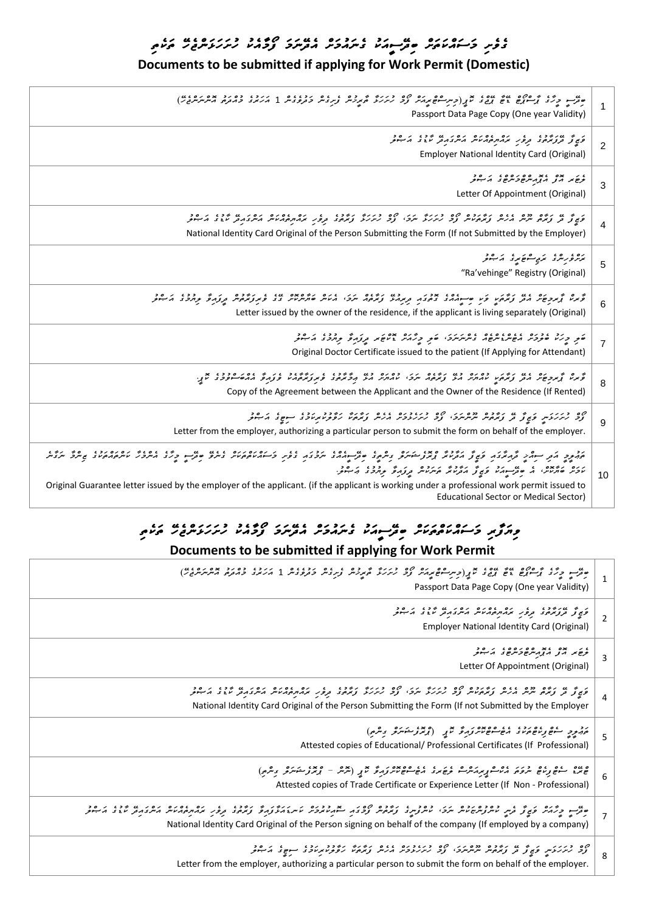# ގޭބިސީ މަސައްކަތަށް ބިދޭސީއަކު ގެނައުމަށް އެދުމަށް ވަޒީފާއަށް ހުށަހަޅަންޖެހޭ ތަކެތި

## Documents to be submitted if applying for Work Permit (Domestic)

| # | Document |
|---|---|
| 1 | ބިދޭސީ މީހާގެ ޕާސްޕޯޓް ޑޭޓާ ޕޭޖުގެ ކޮޕީ (ޕާސްޕޯޓުގެ މުއްދަތު ހަމަވުމަށް މަދުވެގެން 1 އަހަރުގެ މުއްދަތު އޮންނަންވާނެ)<br>Passport Data Page Copy (One year Validity) |
| 2 | ވަޒީފާ ދޭފަރާތުގެ ދިވެހި ރައްޔިތެއްކަން އަންގައިދޭ ކާޑުގެ އަސްލު<br>Employer National Identity Card (Original) |
| 3 | ލެޓަރ އޮފް އެޕޮއިންޓްމަންޓްގެ އަސްލު<br>Letter Of Appointment (Original) |
| 4 | ވަޒީފާ ދޭ ފަރާތް ނޫން އެހެން ފަރާތަކުން ފޯމު ހުށަހަޅާ ނަމަ، ފޯމު ހުށަހަޅާ ފަރާތުގެ ދިވެހި ރައްޔިތެއްކަން އަންގައިދޭ ކާޑުގެ އަސްލު<br>National Identity Card Original of the Person Submitting the Form (If not Submitted by the Employer) |
| 5 | ރަށްވެހިންގެ ރަޖިސްޓްރީގެ އަސްލު<br>"Ra'vehinge" Registry (Original) |
| 6 | ފޯމް ހުށަހަޅާ ފަރާތަކީ ވަކި ގެއެއްގައި ދިރިއުޅޭ ފަރާތެއް ނަމަ، ގޭގެ ވެރިފަރާތުން ދޫކޮށްފައިވާ ލިޔުމުގެ އަސްލު<br>Letter issued by the owner of the residence, if the applicant is living separately (Original) |
| 7 | ބަލި މީހާގެ ބެލުމަށް އެޓެންޑަންޓަކަށް ގެންނަނަމަ، ބަލި މީހާގެ ޑޮކްޓަރު ދޫކޮށްފައިވާ ލިޔުމުގެ އަސްލު<br>Original Doctor Certificate issued to the patient (If Applying for Attendant) |
| 8 | ފޯމް ހުށަހަޅާ ފަރާތަކީ ކުއްޔަށް ދިރިއުޅޭ ފަރާތެއް ނަމަ، ގޭގެ ވެރިފަރާތާއި ހެދިފައިވާ ކުލީގެ އެގްރީމެންޓްގެ ކޮޕީ<br>Copy of the Agreement between the Applicant and the Owner of the Residence (If Rented) |
| 9 | ވަޒީފާ ދޭފަރާތުގެ ބަދަލުގައި ފޯމު ހުށަހަޅަން ފަރާތަކަށް ހުއްދަދީފައިވާ ސިޓީގެ އަސްލު<br>Letter from the employer, authorizing a particular person to submit the form on behalf of the employer. |
| 10 | ތަޢުލީމީ ދާއިރާ ނުވަތަ ސިއްޙީ ދާއިރާގައި ދޫކުރެވިފައިވާ ޕްރޮފެޝަނަލް ވޯކް ޕާމިޓެއްގެ ދަށުން މަސައްކަތް ކުރާ ބިދޭސީއެއް ނަމަ، އެ ބިދޭސީއަކު ވަޒީފާ ދީފައިވާ ފަރާތުން ދޫކޮށްފައިވާ ގެރެންޓީ ލިޔުމުގެ އަސްލު<br>Original Guarantee letter issued by the employer of the applicant. (if the applicant is working under a professional work permit issued to Educational Sector or Medical Sector) |

# މިއާދިގެ މަސައްކަތްތަކަށް ބިދޭސީއަކު ގެނައުމަށް އެދުމަށް ވަޒީފާއަށް ހުށަހަޅަންޖެހޭ ތަކެތި

## Documents to be submitted if applying for Work Permit

| # | Document |
|---|---|
| 1 | ބިދޭސީ މީހާގެ ޕާސްޕޯޓް ޑޭޓާ ޕޭޖުގެ ކޮޕީ (ޕާސްޕޯޓުގެ މުއްދަތު ހަމަވުމަށް މަދުވެގެން 1 އަހަރުގެ މުއްދަތު އޮންނަންވާނެ)<br>Passport Data Page Copy (One year Validity) |
| 2 | ވަޒީފާ ދޭފަރާތުގެ ދިވެހި ރައްޔިތެއްކަން އަންގައިދޭ ކާޑުގެ އަސްލު<br>Employer National Identity Card (Original) |
| 3 | ލެޓަރ އޮފް އެޕޮއިންޓްމަންޓްގެ އަސްލު<br>Letter Of Appointment (Original) |
| 4 | ވަޒީފާ ދޭ ފަރާތް ނޫން އެހެން ފަރާތަކުން ފޯމު ހުށަހަޅާ ނަމަ، ފޯމު ހުށަހަޅާ ފަރާތުގެ ދިވެހި ރައްޔިތެއްކަން އަންގައިދޭ ކާޑުގެ އަސްލު<br>National Identity Card Original of the Person Submitting the Form (If not Submitted by the Employer |
| 5 | ތައުލީމީ ސެޓްފިކެޓްތަކުގެ އެޓެސްޓްކޮށްފައިވާ ކޮޕީ (ޕްރޮފެޝަނަލް ނަމަ)<br>Attested copies of Educational/ Professional Certificates (If Professional) |
| 6 | ޓްރޭޑް ސެޓްފިކެޓް ނުވަތަ އެކްސްޕީރިއަންސް ލިޔުމުގެ އެޓެސްޓްކޮށްފައިވާ ކޮޕީ (ނަން - ޕްރޮފެޝަނަލް ނަމަ)<br>Attested copies of Trade Certificate or Experience Letter (If Non - Professional) |
| 7 | ބިދޭސީ މީހާއަށް ވަޒީފާ ދިނީ ކުންފުންޏަކުން ނަމަ، ކުންފުނީގެ ފަރާތުން ފޯމުގައި ސޮއިކުރާ ފަރާތުގެ ދިވެހި ރައްޔިތެއްކަން އަންގައިދޭ ކާޑުގެ އަސްލު<br>National Identity Card Original of the Person signing on behalf of the company (If employed by a company) |
| 8 | ވަޒީފާ ދޭފަރާތުގެ ބަދަލުގައި ފޯމު ހުށަހަޅަން ފަރާތަކަށް ހުއްދަދީފައިވާ ސިޓީގެ އަސްލު<br>Letter from the employer, authorizing a particular person to submit the form on behalf of the employer. |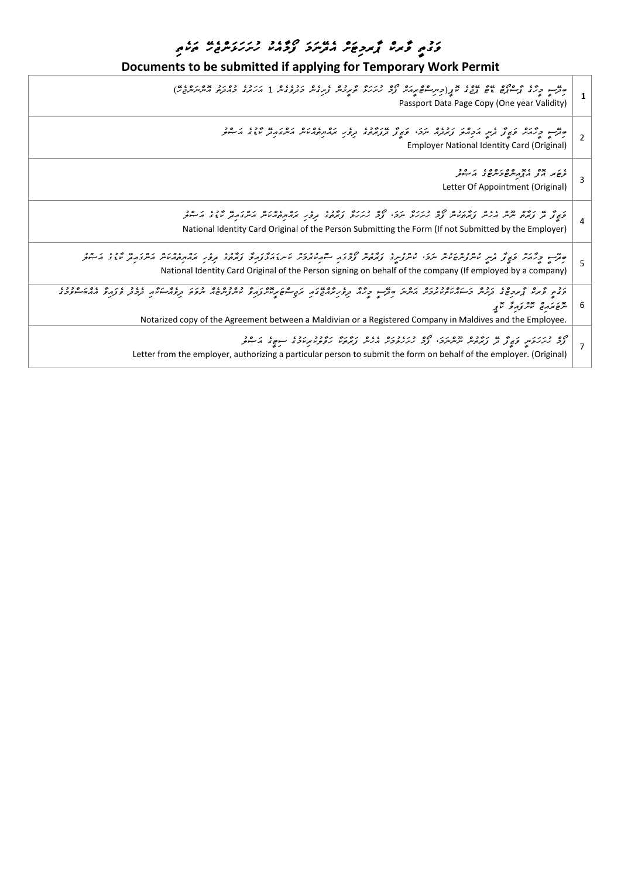# ވަގުތީ ވޯކް ޕާރމިޓަށް އެދުމުގައި ހުށަހަޅަންޖެހޭ ތަކެތި

## Documents to be submitted if applying for Temporary Work Permit

| | |
|---|---|
| ޕާސްޕޯޓް ޑޭޓާ ޕޭޖްގެ ކޮޕީ (ޕާސްޕޯޓް ހަމަވާ ތާރީޚަށް ހިނގާން މަދުވެގެން 1 އަހަރުގެ މުއްދަތު އޮންނަންވާނެ)<br>Passport Data Page Copy (One year Validity) | 1 |
| ޕާސްޕޯޓް ނުވަތަ ވަޒީފާ ދޭ ފަރާތުގެ ދިވެހި ރައްޔިތެއްކަން އަންގައިދޭ ކާޑުގެ އަސްލު<br>Employer National Identity Card (Original) | 2 |
| ވަޒީފާ ދޭ ފަރާތުން ދޫކުރާ އެޕޮއިންޓްމަންޓް ލެޓަރުގެ އަސްލު<br>Letter Of Appointment (Original) | 3 |
| ވަޒީފާ ދޭ ފަރާތް ނޫން އެހެން ފަރާތަކުން ފޯމު ހުށަހަޅާ ނަމަ، ފޯމު ހުށަހަޅާ ފަރާތުގެ ދިވެހި ރައްޔިތެއްކަން އަންގައިދޭ ކާޑުގެ އަސްލު<br>National Identity Card Original of the Person Submitting the Form (If not Submitted by the Employer) | 4 |
| ޕާސްޕޯޓް ނުވަތަ ވަޒީފާ ދޭ ފަރާތަކީ ކުންފުންޏެއް ނަމަ، ކުންފުނީގެ ފަރާތުން ފޯމުގައި ސޮއިކުރާ ފަރާތުގެ ދިވެހި ރައްޔިތެއްކަން އަންގައިދޭ ކާޑުގެ އަސްލު<br>National Identity Card Original of the Person signing on behalf of the company (If employed by a company) | 5 |
| ވަޒީފާ ދޭ ފަރާތާއި ވަޒީފާ އަދާކުރާ ފަރާތާ ދެމެދު ވެވިފައިވާ އެއްބަސްވުމުގެ ނޯޓަރައިޒް ކޮށްފައިވާ ކޮޕީ<br>Notarized copy of the Agreement between a Maldivian or a Registered Company in Maldives and the Employee. | 6 |
| ވަޒީފާ ދޭ ފަރާތުގެ ބަދަލުގައި ފޯމު ހުށަހަޅުމަށް ފަރާތެއް ކަނޑައަޅާފައިވާ ނަމަ، ވަޒީފާ ދޭ ފަރާތުން އެކަމަށް ހުއްދަދީފައިވާ ސިޓީގެ އަސްލު<br>Letter from the employer, authorizing a particular person to submit the form on behalf of the employer. (Original) | 7 |